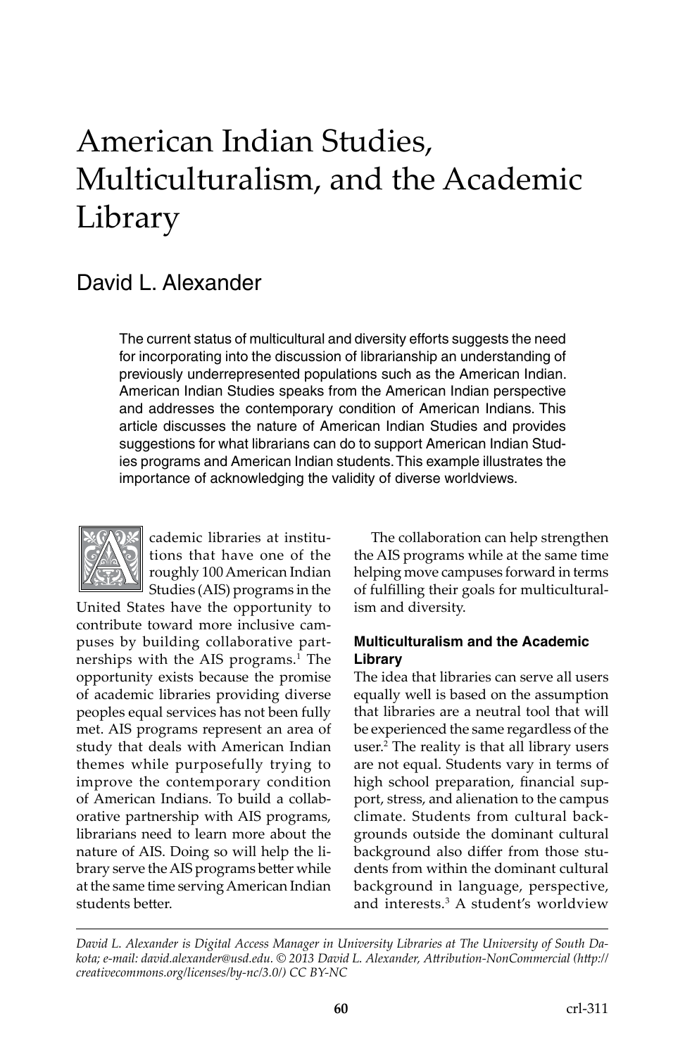# American Indian Studies, Multiculturalism, and the Academic Library

## David L. Alexander

The current status of multicultural and diversity efforts suggests the need for incorporating into the discussion of librarianship an understanding of previously underrepresented populations such as the American Indian. American Indian Studies speaks from the American Indian perspective and addresses the contemporary condition of American Indians. This article discusses the nature of American Indian Studies and provides suggestions for what librarians can do to support American Indian Studies programs and American Indian students. This example illustrates the importance of acknowledging the validity of diverse worldviews.

Academic libraries at institutions that have one of the roughly 100 American Indian Studies (AIS) programs in the United States have the opportunity to contribute toward more inclusive campuses by building collaborative partnerships with the AIS programs.[1] The opportunity exists because the promise of academic libraries providing diverse peoples equal services has not been fully met. AIS programs represent an area of study that deals with American Indian themes while purposefully trying to improve the contemporary condition of American Indians. To build a collaborative partnership with AIS programs, librarians need to learn more about the nature of AIS. Doing so will help the library serve the AIS programs better while at the same time serving American Indian students better.

The collaboration can help strengthen the AIS programs while at the same time helping move campuses forward in terms of fulfilling their goals for multiculturalism and diversity.

### Multiculturalism and the Academic Library

The idea that libraries can serve all users equally well is based on the assumption that libraries are a neutral tool that will be experienced the same regardless of the user.[2] The reality is that all library users are not equal. Students vary in terms of high school preparation, financial support, stress, and alienation to the campus climate. Students from cultural backgrounds outside the dominant cultural background also differ from those students from within the dominant cultural background in language, perspective, and interests.[3] A student's worldview

*David L. Alexander is Digital Access Manager in University Libraries at The University of South Dakota; e-mail: david.alexander@usd.edu. © 2013 David L. Alexander, Attribution-NonCommercial (http://creativecommons.org/licenses/by-nc/3.0/) CC BY-NC*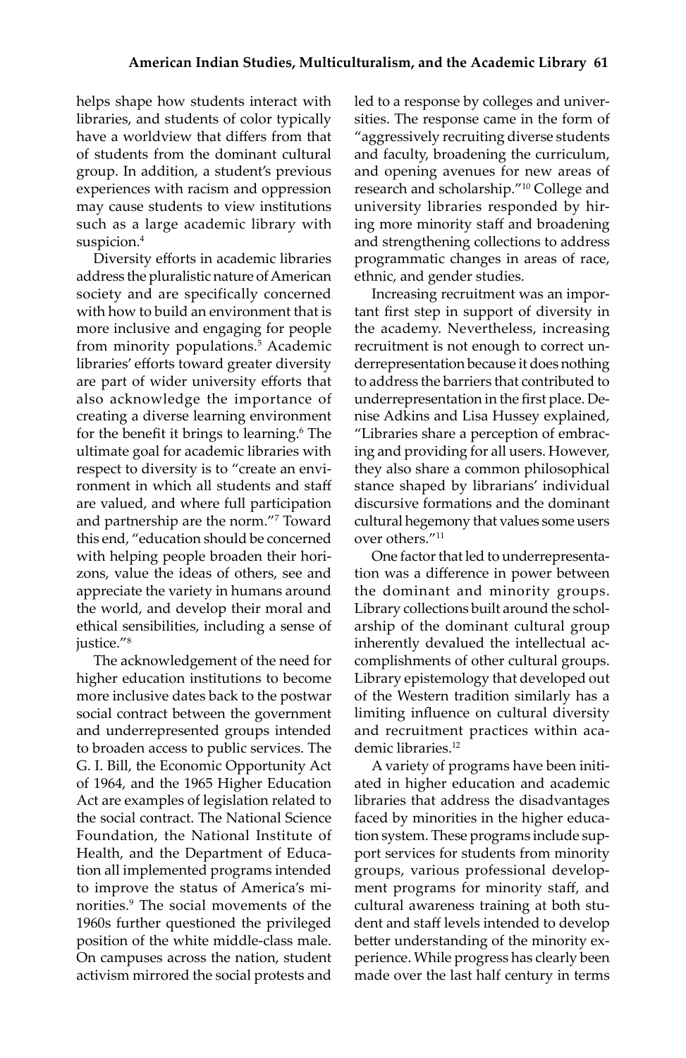helps shape how students interact with libraries, and students of color typically have a worldview that differs from that of students from the dominant cultural group. In addition, a student's previous experiences with racism and oppression may cause students to view institutions such as a large academic library with suspicion.[4]

Diversity efforts in academic libraries address the pluralistic nature of American society and are specifically concerned with how to build an environment that is more inclusive and engaging for people from minority populations.[5] Academic libraries' efforts toward greater diversity are part of wider university efforts that also acknowledge the importance of creating a diverse learning environment for the benefit it brings to learning.[6] The ultimate goal for academic libraries with respect to diversity is to "create an environment in which all students and staff are valued, and where full participation and partnership are the norm."[7] Toward this end, "education should be concerned with helping people broaden their horizons, value the ideas of others, see and appreciate the variety in humans around the world, and develop their moral and ethical sensibilities, including a sense of justice."[8]

The acknowledgement of the need for higher education institutions to become more inclusive dates back to the postwar social contract between the government and underrepresented groups intended to broaden access to public services. The G. I. Bill, the Economic Opportunity Act of 1964, and the 1965 Higher Education Act are examples of legislation related to the social contract. The National Science Foundation, the National Institute of Health, and the Department of Education all implemented programs intended to improve the status of America's minorities.[9] The social movements of the 1960s further questioned the privileged position of the white middle-class male. On campuses across the nation, student activism mirrored the social protests and led to a response by colleges and universities. The response came in the form of "aggressively recruiting diverse students and faculty, broadening the curriculum, and opening avenues for new areas of research and scholarship."[10] College and university libraries responded by hiring more minority staff and broadening and strengthening collections to address programmatic changes in areas of race, ethnic, and gender studies.

Increasing recruitment was an important first step in support of diversity in the academy. Nevertheless, increasing recruitment is not enough to correct underrepresentation because it does nothing to address the barriers that contributed to underrepresentation in the first place. Denise Adkins and Lisa Hussey explained, "Libraries share a perception of embracing and providing for all users. However, they also share a common philosophical stance shaped by librarians' individual discursive formations and the dominant cultural hegemony that values some users over others."[11]

One factor that led to underrepresentation was a difference in power between the dominant and minority groups. Library collections built around the scholarship of the dominant cultural group inherently devalued the intellectual accomplishments of other cultural groups. Library epistemology that developed out of the Western tradition similarly has a limiting influence on cultural diversity and recruitment practices within academic libraries.[12]

A variety of programs have been initiated in higher education and academic libraries that address the disadvantages faced by minorities in the higher education system. These programs include support services for students from minority groups, various professional development programs for minority staff, and cultural awareness training at both student and staff levels intended to develop better understanding of the minority experience. While progress has clearly been made over the last half century in terms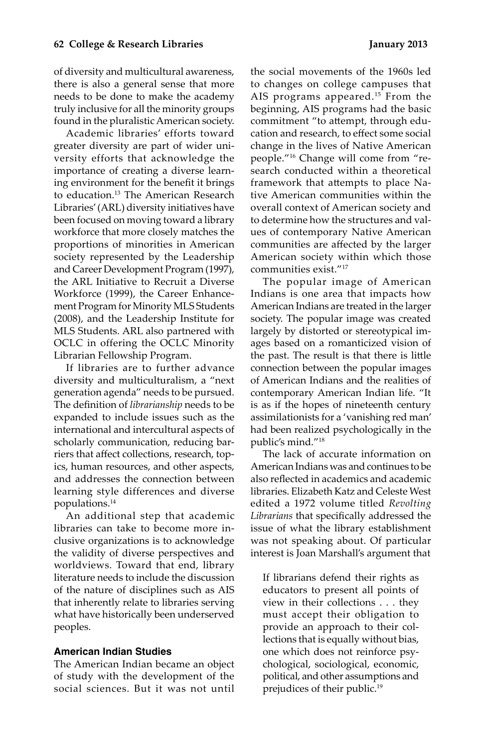of diversity and multicultural awareness, there is also a general sense that more needs to be done to make the academy truly inclusive for all the minority groups found in the pluralistic American society.

Academic libraries' efforts toward greater diversity are part of wider university efforts that acknowledge the importance of creating a diverse learning environment for the benefit it brings to education.[13] The American Research Libraries' (ARL) diversity initiatives have been focused on moving toward a library workforce that more closely matches the proportions of minorities in American society represented by the Leadership and Career Development Program (1997), the ARL Initiative to Recruit a Diverse Workforce (1999), the Career Enhancement Program for Minority MLS Students (2008), and the Leadership Institute for MLS Students. ARL also partnered with OCLC in offering the OCLC Minority Librarian Fellowship Program.

If libraries are to further advance diversity and multiculturalism, a "next generation agenda" needs to be pursued. The definition of *librarianship* needs to be expanded to include issues such as the international and intercultural aspects of scholarly communication, reducing barriers that affect collections, research, topics, human resources, and other aspects, and addresses the connection between learning style differences and diverse populations.[14]

An additional step that academic libraries can take to become more inclusive organizations is to acknowledge the validity of diverse perspectives and worldviews. Toward that end, library literature needs to include the discussion of the nature of disciplines such as AIS that inherently relate to libraries serving what have historically been underserved peoples.

## American Indian Studies

The American Indian became an object of study with the development of the social sciences. But it was not until the social movements of the 1960s led to changes on college campuses that AIS programs appeared.[15] From the beginning, AIS programs had the basic commitment "to attempt, through education and research, to effect some social change in the lives of Native American people."[16] Change will come from "research conducted within a theoretical framework that attempts to place Native American communities within the overall context of American society and to determine how the structures and values of contemporary Native American communities are affected by the larger American society within which those communities exist."[17]

The popular image of American Indians is one area that impacts how American Indians are treated in the larger society. The popular image was created largely by distorted or stereotypical images based on a romanticized vision of the past. The result is that there is little connection between the popular images of American Indians and the realities of contemporary American Indian life. "It is as if the hopes of nineteenth century assimilationists for a 'vanishing red man' had been realized psychologically in the public's mind."[18]

The lack of accurate information on American Indians was and continues to be also reflected in academics and academic libraries. Elizabeth Katz and Celeste West edited a 1972 volume titled *Revolting Librarians* that specifically addressed the issue of what the library establishment was not speaking about. Of particular interest is Joan Marshall's argument that

> If librarians defend their rights as educators to present all points of view in their collections . . . they must accept their obligation to provide an approach to their collections that is equally without bias, one which does not reinforce psychological, sociological, economic, political, and other assumptions and prejudices of their public.[19]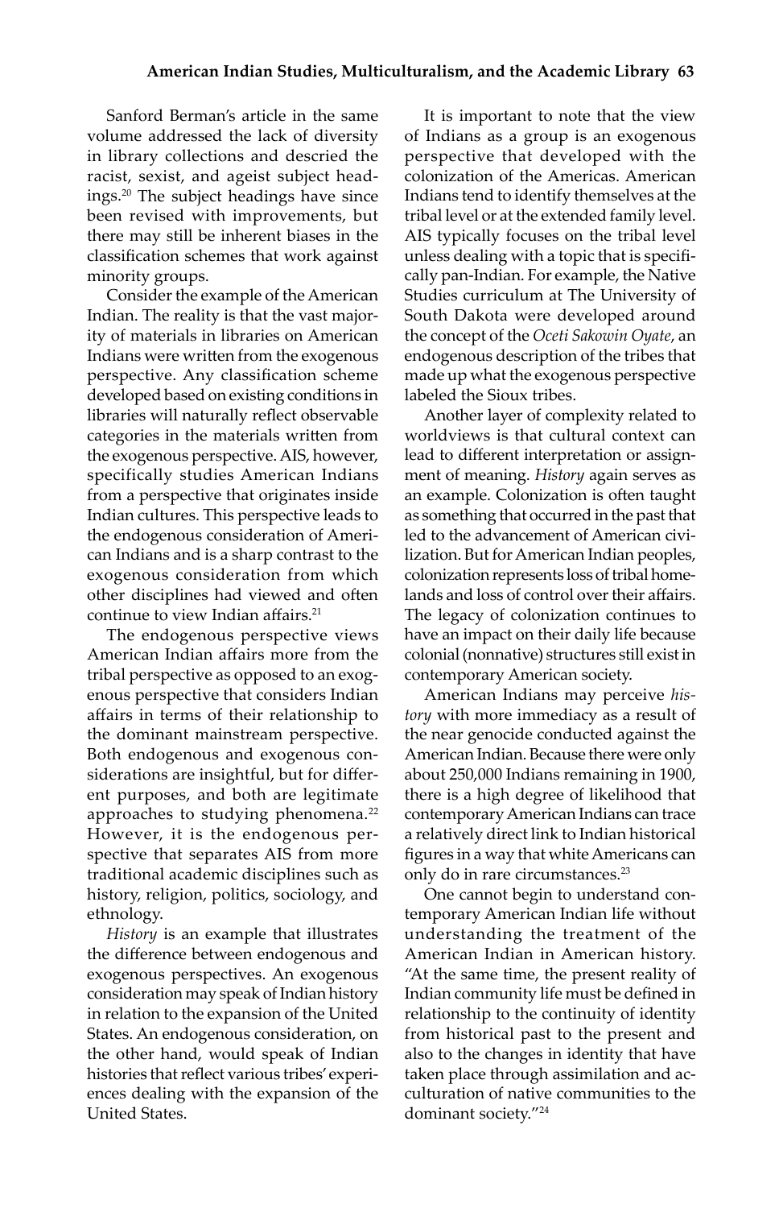Sanford Berman's article in the same volume addressed the lack of diversity in library collections and descried the racist, sexist, and ageist subject headings.[20] The subject headings have since been revised with improvements, but there may still be inherent biases in the classification schemes that work against minority groups.

Consider the example of the American Indian. The reality is that the vast majority of materials in libraries on American Indians were written from the exogenous perspective. Any classification scheme developed based on existing conditions in libraries will naturally reflect observable categories in the materials written from the exogenous perspective. AIS, however, specifically studies American Indians from a perspective that originates inside Indian cultures. This perspective leads to the endogenous consideration of American Indians and is a sharp contrast to the exogenous consideration from which other disciplines had viewed and often continue to view Indian affairs.[21]

The endogenous perspective views American Indian affairs more from the tribal perspective as opposed to an exogenous perspective that considers Indian affairs in terms of their relationship to the dominant mainstream perspective. Both endogenous and exogenous considerations are insightful, but for different purposes, and both are legitimate approaches to studying phenomena.[22] However, it is the endogenous perspective that separates AIS from more traditional academic disciplines such as history, religion, politics, sociology, and ethnology.

*History* is an example that illustrates the difference between endogenous and exogenous perspectives. An exogenous consideration may speak of Indian history in relation to the expansion of the United States. An endogenous consideration, on the other hand, would speak of Indian histories that reflect various tribes' experiences dealing with the expansion of the United States.

It is important to note that the view of Indians as a group is an exogenous perspective that developed with the colonization of the Americas. American Indians tend to identify themselves at the tribal level or at the extended family level. AIS typically focuses on the tribal level unless dealing with a topic that is specifically pan-Indian. For example, the Native Studies curriculum at The University of South Dakota were developed around the concept of the *Oceti Sakowin Oyate*, an endogenous description of the tribes that made up what the exogenous perspective labeled the Sioux tribes.

Another layer of complexity related to worldviews is that cultural context can lead to different interpretation or assignment of meaning. *History* again serves as an example. Colonization is often taught as something that occurred in the past that led to the advancement of American civilization. But for American Indian peoples, colonization represents loss of tribal homelands and loss of control over their affairs. The legacy of colonization continues to have an impact on their daily life because colonial (nonnative) structures still exist in contemporary American society.

American Indians may perceive *history* with more immediacy as a result of the near genocide conducted against the American Indian. Because there were only about 250,000 Indians remaining in 1900, there is a high degree of likelihood that contemporary American Indians can trace a relatively direct link to Indian historical figures in a way that white Americans can only do in rare circumstances.[23]

One cannot begin to understand contemporary American Indian life without understanding the treatment of the American Indian in American history. "At the same time, the present reality of Indian community life must be defined in relationship to the continuity of identity from historical past to the present and also to the changes in identity that have taken place through assimilation and acculturation of native communities to the dominant society."[24]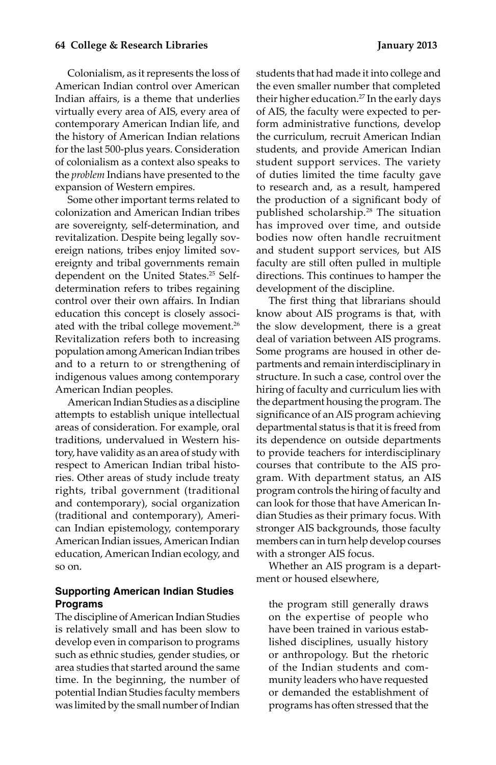Colonialism, as it represents the loss of American Indian control over American Indian affairs, is a theme that underlies virtually every area of AIS, every area of contemporary American Indian life, and the history of American Indian relations for the last 500-plus years. Consideration of colonialism as a context also speaks to the *problem* Indians have presented to the expansion of Western empires.

Some other important terms related to colonization and American Indian tribes are sovereignty, self-determination, and revitalization. Despite being legally sovereign nations, tribes enjoy limited sovereignty and tribal governments remain dependent on the United States.[25] Self-determination refers to tribes regaining control over their own affairs. In Indian education this concept is closely associated with the tribal college movement.[26] Revitalization refers both to increasing population among American Indian tribes and to a return to or strengthening of indigenous values among contemporary American Indian peoples.

American Indian Studies as a discipline attempts to establish unique intellectual areas of consideration. For example, oral traditions, undervalued in Western history, have validity as an area of study with respect to American Indian tribal histories. Other areas of study include treaty rights, tribal government (traditional and contemporary), social organization (traditional and contemporary), American Indian epistemology, contemporary American Indian issues, American Indian education, American Indian ecology, and so on.

### Supporting American Indian Studies Programs

The discipline of American Indian Studies is relatively small and has been slow to develop even in comparison to programs such as ethnic studies, gender studies, or area studies that started around the same time. In the beginning, the number of potential Indian Studies faculty members was limited by the small number of Indian students that had made it into college and the even smaller number that completed their higher education.[27] In the early days of AIS, the faculty were expected to perform administrative functions, develop the curriculum, recruit American Indian students, and provide American Indian student support services. The variety of duties limited the time faculty gave to research and, as a result, hampered the production of a significant body of published scholarship.[28] The situation has improved over time, and outside bodies now often handle recruitment and student support services, but AIS faculty are still often pulled in multiple directions. This continues to hamper the development of the discipline.

The first thing that librarians should know about AIS programs is that, with the slow development, there is a great deal of variation between AIS programs. Some programs are housed in other departments and remain interdisciplinary in structure. In such a case, control over the hiring of faculty and curriculum lies with the department housing the program. The significance of an AIS program achieving departmental status is that it is freed from its dependence on outside departments to provide teachers for interdisciplinary courses that contribute to the AIS program. With department status, an AIS program controls the hiring of faculty and can look for those that have American Indian Studies as their primary focus. With stronger AIS backgrounds, those faculty members can in turn help develop courses with a stronger AIS focus.

Whether an AIS program is a department or housed elsewhere,

> the program still generally draws on the expertise of people who have been trained in various established disciplines, usually history or anthropology. But the rhetoric of the Indian students and community leaders who have requested or demanded the establishment of programs has often stressed that the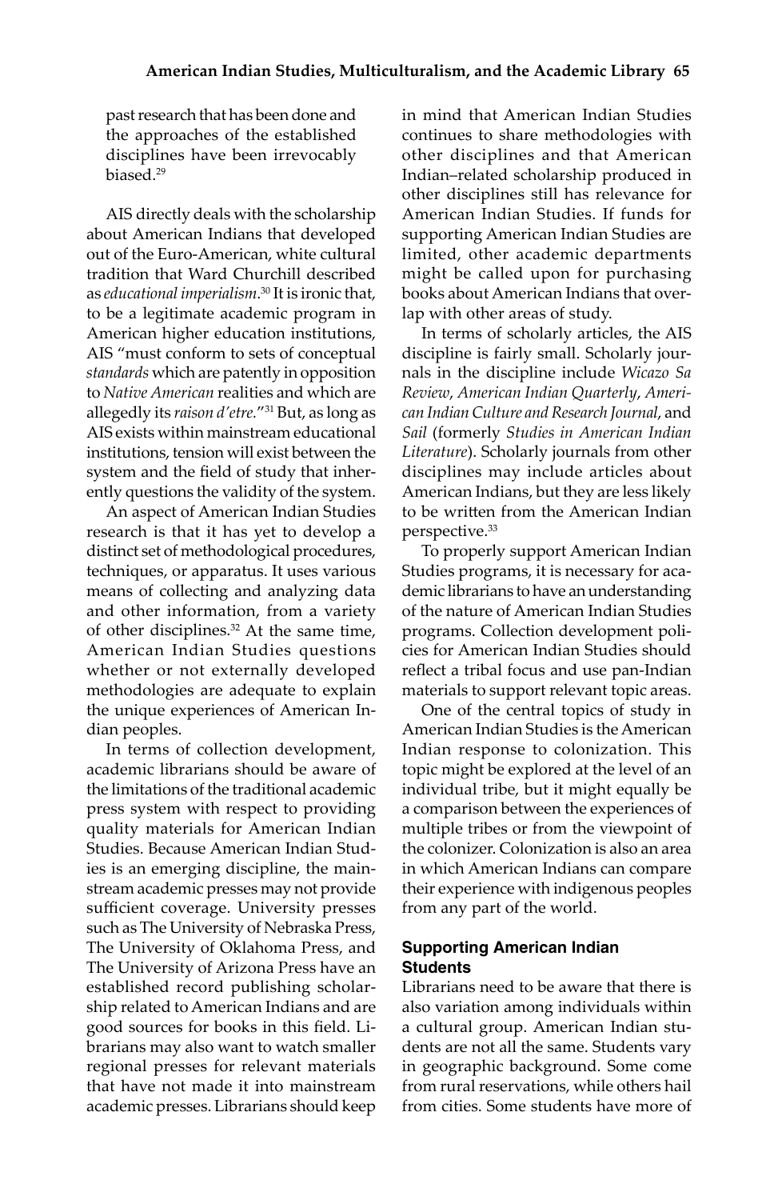past research that has been done and the approaches of the established disciplines have been irrevocably biased.[29]

AIS directly deals with the scholarship about American Indians that developed out of the Euro-American, white cultural tradition that Ward Churchill described as *educational imperialism*.[30] It is ironic that, to be a legitimate academic program in American higher education institutions, AIS "must conform to sets of conceptual *standards* which are patently in opposition to *Native American* realities and which are allegedly its *raison d'etre*."[31] But, as long as AIS exists within mainstream educational institutions, tension will exist between the system and the field of study that inherently questions the validity of the system.

An aspect of American Indian Studies research is that it has yet to develop a distinct set of methodological procedures, techniques, or apparatus. It uses various means of collecting and analyzing data and other information, from a variety of other disciplines.[32] At the same time, American Indian Studies questions whether or not externally developed methodologies are adequate to explain the unique experiences of American Indian peoples.

In terms of collection development, academic librarians should be aware of the limitations of the traditional academic press system with respect to providing quality materials for American Indian Studies. Because American Indian Studies is an emerging discipline, the mainstream academic presses may not provide sufficient coverage. University presses such as The University of Nebraska Press, The University of Oklahoma Press, and The University of Arizona Press have an established record publishing scholarship related to American Indians and are good sources for books in this field. Librarians may also want to watch smaller regional presses for relevant materials that have not made it into mainstream academic presses. Librarians should keep in mind that American Indian Studies continues to share methodologies with other disciplines and that American Indian–related scholarship produced in other disciplines still has relevance for American Indian Studies. If funds for supporting American Indian Studies are limited, other academic departments might be called upon for purchasing books about American Indians that overlap with other areas of study.

In terms of scholarly articles, the AIS discipline is fairly small. Scholarly journals in the discipline include *Wicazo Sa Review*, *American Indian Quarterly*, *American Indian Culture and Research Journal*, and *Sail* (formerly *Studies in American Indian Literature*). Scholarly journals from other disciplines may include articles about American Indians, but they are less likely to be written from the American Indian perspective.[33]

To properly support American Indian Studies programs, it is necessary for academic librarians to have an understanding of the nature of American Indian Studies programs. Collection development policies for American Indian Studies should reflect a tribal focus and use pan-Indian materials to support relevant topic areas.

One of the central topics of study in American Indian Studies is the American Indian response to colonization. This topic might be explored at the level of an individual tribe, but it might equally be a comparison between the experiences of multiple tribes or from the viewpoint of the colonizer. Colonization is also an area in which American Indians can compare their experience with indigenous peoples from any part of the world.

### Supporting American Indian Students

Librarians need to be aware that there is also variation among individuals within a cultural group. American Indian students are not all the same. Students vary in geographic background. Some come from rural reservations, while others hail from cities. Some students have more of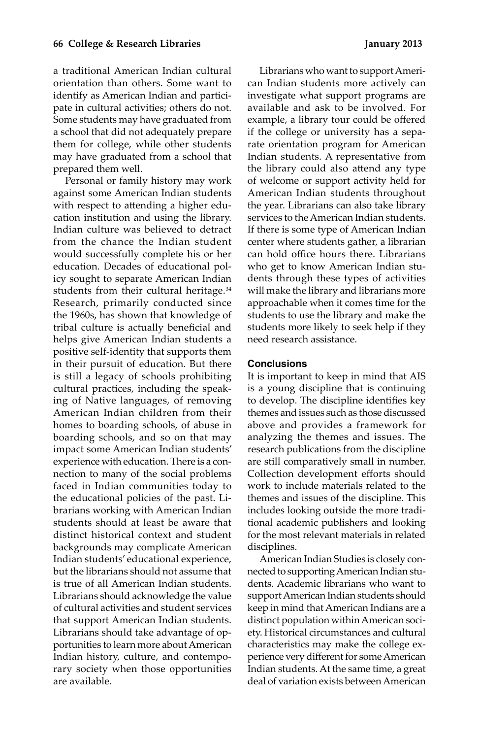a traditional American Indian cultural orientation than others. Some want to identify as American Indian and participate in cultural activities; others do not. Some students may have graduated from a school that did not adequately prepare them for college, while other students may have graduated from a school that prepared them well.

Personal or family history may work against some American Indian students with respect to attending a higher education institution and using the library. Indian culture was believed to detract from the chance the Indian student would successfully complete his or her education. Decades of educational policy sought to separate American Indian students from their cultural heritage.[34] Research, primarily conducted since the 1960s, has shown that knowledge of tribal culture is actually beneficial and helps give American Indian students a positive self-identity that supports them in their pursuit of education. But there is still a legacy of schools prohibiting cultural practices, including the speaking of Native languages, of removing American Indian children from their homes to boarding schools, of abuse in boarding schools, and so on that may impact some American Indian students' experience with education. There is a connection to many of the social problems faced in Indian communities today to the educational policies of the past. Librarians working with American Indian students should at least be aware that distinct historical context and student backgrounds may complicate American Indian students' educational experience, but the librarians should not assume that is true of all American Indian students. Librarians should acknowledge the value of cultural activities and student services that support American Indian students. Librarians should take advantage of opportunities to learn more about American Indian history, culture, and contemporary society when those opportunities are available.

Librarians who want to support American Indian students more actively can investigate what support programs are available and ask to be involved. For example, a library tour could be offered if the college or university has a separate orientation program for American Indian students. A representative from the library could also attend any type of welcome or support activity held for American Indian students throughout the year. Librarians can also take library services to the American Indian students. If there is some type of American Indian center where students gather, a librarian can hold office hours there. Librarians who get to know American Indian students through these types of activities will make the library and librarians more approachable when it comes time for the students to use the library and make the students more likely to seek help if they need research assistance.

## Conclusions

It is important to keep in mind that AIS is a young discipline that is continuing to develop. The discipline identifies key themes and issues such as those discussed above and provides a framework for analyzing the themes and issues. The research publications from the discipline are still comparatively small in number. Collection development efforts should work to include materials related to the themes and issues of the discipline. This includes looking outside the more traditional academic publishers and looking for the most relevant materials in related disciplines.

American Indian Studies is closely connected to supporting American Indian students. Academic librarians who want to support American Indian students should keep in mind that American Indians are a distinct population within American society. Historical circumstances and cultural characteristics may make the college experience very different for some American Indian students. At the same time, a great deal of variation exists between American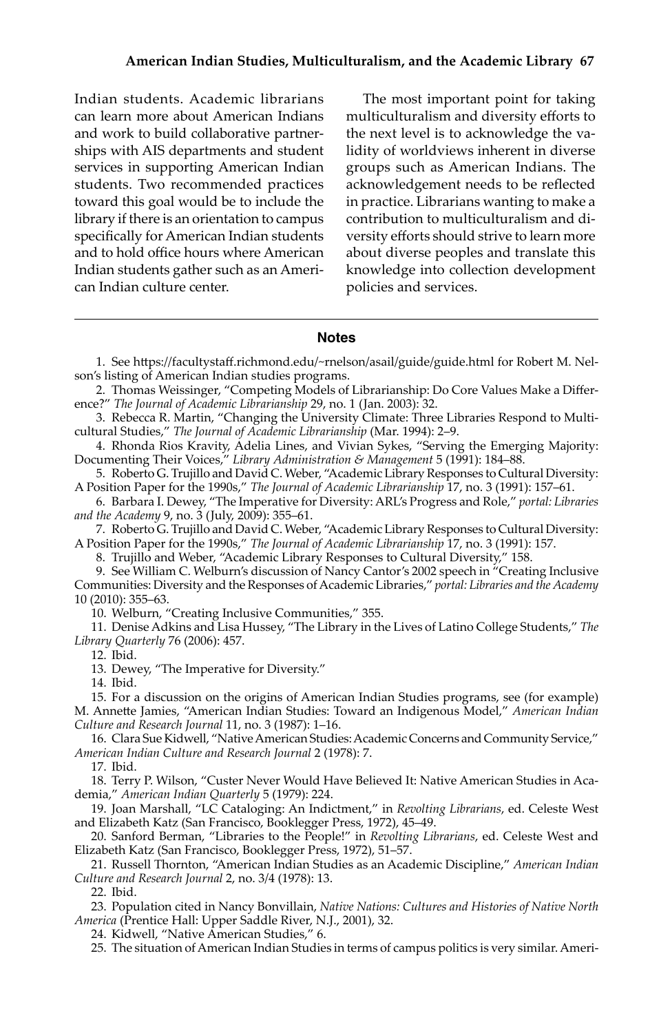Indian students. Academic librarians can learn more about American Indians and work to build collaborative partnerships with AIS departments and student services in supporting American Indian students. Two recommended practices toward this goal would be to include the library if there is an orientation to campus specifically for American Indian students and to hold office hours where American Indian students gather such as an American Indian culture center.

The most important point for taking multiculturalism and diversity efforts to the next level is to acknowledge the validity of worldviews inherent in diverse groups such as American Indians. The acknowledgement needs to be reflected in practice. Librarians wanting to make a contribution to multiculturalism and diversity efforts should strive to learn more about diverse peoples and translate this knowledge into collection development policies and services.

## Notes

1. See https://facultystaff.richmond.edu/~rnelson/asail/guide/guide.html for Robert M. Nelson's listing of American Indian studies programs.

2. Thomas Weissinger, "Competing Models of Librarianship: Do Core Values Make a Difference?" *The Journal of Academic Librarianship* 29, no. 1 (Jan. 2003): 32.

3. Rebecca R. Martin, "Changing the University Climate: Three Libraries Respond to Multicultural Studies," *The Journal of Academic Librarianship* (Mar. 1994): 2–9.

4. Rhonda Rios Kravity, Adelia Lines, and Vivian Sykes, "Serving the Emerging Majority: Documenting Their Voices," *Library Administration & Management* 5 (1991): 184–88.

5. Roberto G. Trujillo and David C. Weber, "Academic Library Responses to Cultural Diversity: A Position Paper for the 1990s," *The Journal of Academic Librarianship* 17, no. 3 (1991): 157–61.

6. Barbara I. Dewey, "The Imperative for Diversity: ARL's Progress and Role," *portal: Libraries and the Academy* 9, no. 3 (July, 2009): 355–61.

7. Roberto G. Trujillo and David C. Weber, "Academic Library Responses to Cultural Diversity: A Position Paper for the 1990s," *The Journal of Academic Librarianship* 17, no. 3 (1991): 157.

8. Trujillo and Weber, "Academic Library Responses to Cultural Diversity," 158.

9. See William C. Welburn's discussion of Nancy Cantor's 2002 speech in "Creating Inclusive Communities: Diversity and the Responses of Academic Libraries," *portal: Libraries and the Academy* 10 (2010): 355–63.

10. Welburn, "Creating Inclusive Communities," 355.

11. Denise Adkins and Lisa Hussey, "The Library in the Lives of Latino College Students," *The Library Quarterly* 76 (2006): 457.

12. Ibid.

13. Dewey, "The Imperative for Diversity."

14. Ibid.

15. For a discussion on the origins of American Indian Studies programs, see (for example) M. Annette Jamies, "American Indian Studies: Toward an Indigenous Model," *American Indian Culture and Research Journal* 11, no. 3 (1987): 1–16.

16. Clara Sue Kidwell, "Native American Studies: Academic Concerns and Community Service," *American Indian Culture and Research Journal* 2 (1978): 7.

17. Ibid.

18. Terry P. Wilson, "Custer Never Would Have Believed It: Native American Studies in Academia," *American Indian Quarterly* 5 (1979): 224.

19. Joan Marshall, "LC Cataloging: An Indictment," in *Revolting Librarians*, ed. Celeste West and Elizabeth Katz (San Francisco, Booklegger Press, 1972), 45–49.

20. Sanford Berman, "Libraries to the People!" in *Revolting Librarians*, ed. Celeste West and Elizabeth Katz (San Francisco, Booklegger Press, 1972), 51–57.

21. Russell Thornton, "American Indian Studies as an Academic Discipline," *American Indian Culture and Research Journal* 2, no. 3/4 (1978): 13.

22. Ibid.

23. Population cited in Nancy Bonvillain, *Native Nations: Cultures and Histories of Native North America* (Prentice Hall: Upper Saddle River, N.J., 2001), 32.

24. Kidwell, "Native American Studies," 6.

25. The situation of American Indian Studies in terms of campus politics is very similar. Ameri-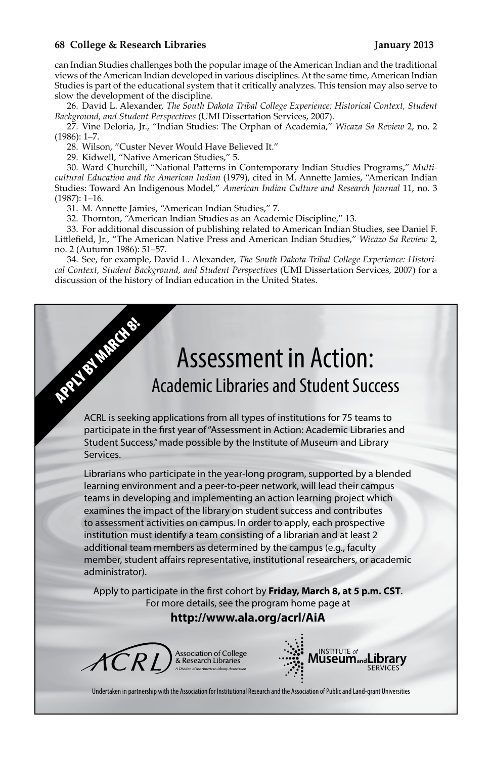can Indian Studies challenges both the popular image of the American Indian and the traditional views of the American Indian developed in various disciplines. At the same time, American Indian Studies is part of the educational system that it critically analyzes. This tension may also serve to slow the development of the discipline.

26. David L. Alexander, *The South Dakota Tribal College Experience: Historical Context, Student Background, and Student Perspectives* (UMI Dissertation Services, 2007).

27. Vine Deloria, Jr., "Indian Studies: The Orphan of Academia," *Wicaza Sa Review* 2, no. 2 (1986): 1–7.

28. Wilson, "Custer Never Would Have Believed It."

29. Kidwell, "Native American Studies," 5.

30. Ward Churchill, "National Patterns in Contemporary Indian Studies Programs," *Multicultural Education and the American Indian* (1979), cited in M. Annette Jamies, "American Indian Studies: Toward An Indigenous Model," *American Indian Culture and Research Journal* 11, no. 3 (1987): 1–16.

31. M. Annette Jamies, "American Indian Studies," 7.

32. Thornton, "American Indian Studies as an Academic Discipline," 13.

33. For additional discussion of publishing related to American Indian Studies, see Daniel F. Littlefield, Jr., "The American Native Press and American Indian Studies," *Wicazo Sa Review* 2, no. 2 (Autumn 1986): 51–57.

34. See, for example, David L. Alexander, *The South Dakota Tribal College Experience: Historical Context, Student Background, and Student Perspectives* (UMI Dissertation Services, 2007) for a discussion of the history of Indian education in the United States.

APPLY BY MARCH 8!

# Assessment in Action:

## Academic Libraries and Student Success

ACRL is seeking applications from all types of institutions for 75 teams to participate in the first year of "Assessment in Action: Academic Libraries and Student Success," made possible by the Institute of Museum and Library Services.

Librarians who participate in the year-long program, supported by a blended learning environment and a peer-to-peer network, will lead their campus teams in developing and implementing an action learning project which examines the impact of the library on student success and contributes to assessment activities on campus. In order to apply, each prospective institution must identify a team consisting of a librarian and at least 2 additional team members as determined by the campus (e.g., faculty member, student affairs representative, institutional researchers, or academic administrator).

Apply to participate in the first cohort by **Friday, March 8, at 5 p.m. CST**.
For more details, see the program home page at

**http://www.ala.org/acrl/AiA**

ACRL Association of College & Research Libraries
A Division of the American Library Association

Institute of Museum and Library Services

Undertaken in partnership with the Association for Institutional Research and the Association of Public and Land-grant Universities